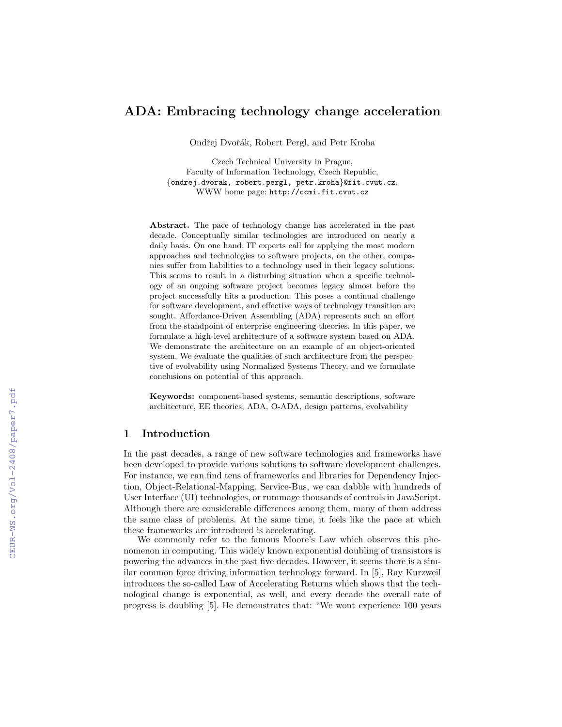# ADA: Embracing technology change acceleration

Ondřej Dvořák, Robert Pergl, and Petr Kroha

Czech Technical University in Prague,
Faculty of Information Technology, Czech Republic,
{ondrej.dvorak, robert.pergl, petr.kroha}@fit.cvut.cz,
WWW home page: http://ccmi.fit.cvut.cz

**Abstract.** The pace of technology change has accelerated in the past decade. Conceptually similar technologies are introduced on nearly a daily basis. On one hand, IT experts call for applying the most modern approaches and technologies to software projects, on the other, companies suffer from liabilities to a technology used in their legacy solutions. This seems to result in a disturbing situation when a specific technology of an ongoing software project becomes legacy almost before the project successfully hits a production. This poses a continual challenge for software development, and effective ways of technology transition are sought. Affordance-Driven Assembling (ADA) represents such an effort from the standpoint of enterprise engineering theories. In this paper, we formulate a high-level architecture of a software system based on ADA. We demonstrate the architecture on an example of an object-oriented system. We evaluate the qualities of such architecture from the perspective of evolvability using Normalized Systems Theory, and we formulate conclusions on potential of this approach.

**Keywords:** component-based systems, semantic descriptions, software architecture, EE theories, ADA, O-ADA, design patterns, evolvability

## 1 Introduction

In the past decades, a range of new software technologies and frameworks have been developed to provide various solutions to software development challenges. For instance, we can find tens of frameworks and libraries for Dependency Injection, Object-Relational-Mapping, Service-Bus, we can dabble with hundreds of User Interface (UI) technologies, or rummage thousands of controls in JavaScript. Although there are considerable differences among them, many of them address the same class of problems. At the same time, it feels like the pace at which these frameworks are introduced is accelerating.

We commonly refer to the famous Moore's Law which observes this phenomenon in computing. This widely known exponential doubling of transistors is powering the advances in the past five decades. However, it seems there is a similar common force driving information technology forward. In [5], Ray Kurzweil introduces the so-called Law of Accelerating Returns which shows that the technological change is exponential, as well, and every decade the overall rate of progress is doubling [5]. He demonstrates that: "We wont experience 100 years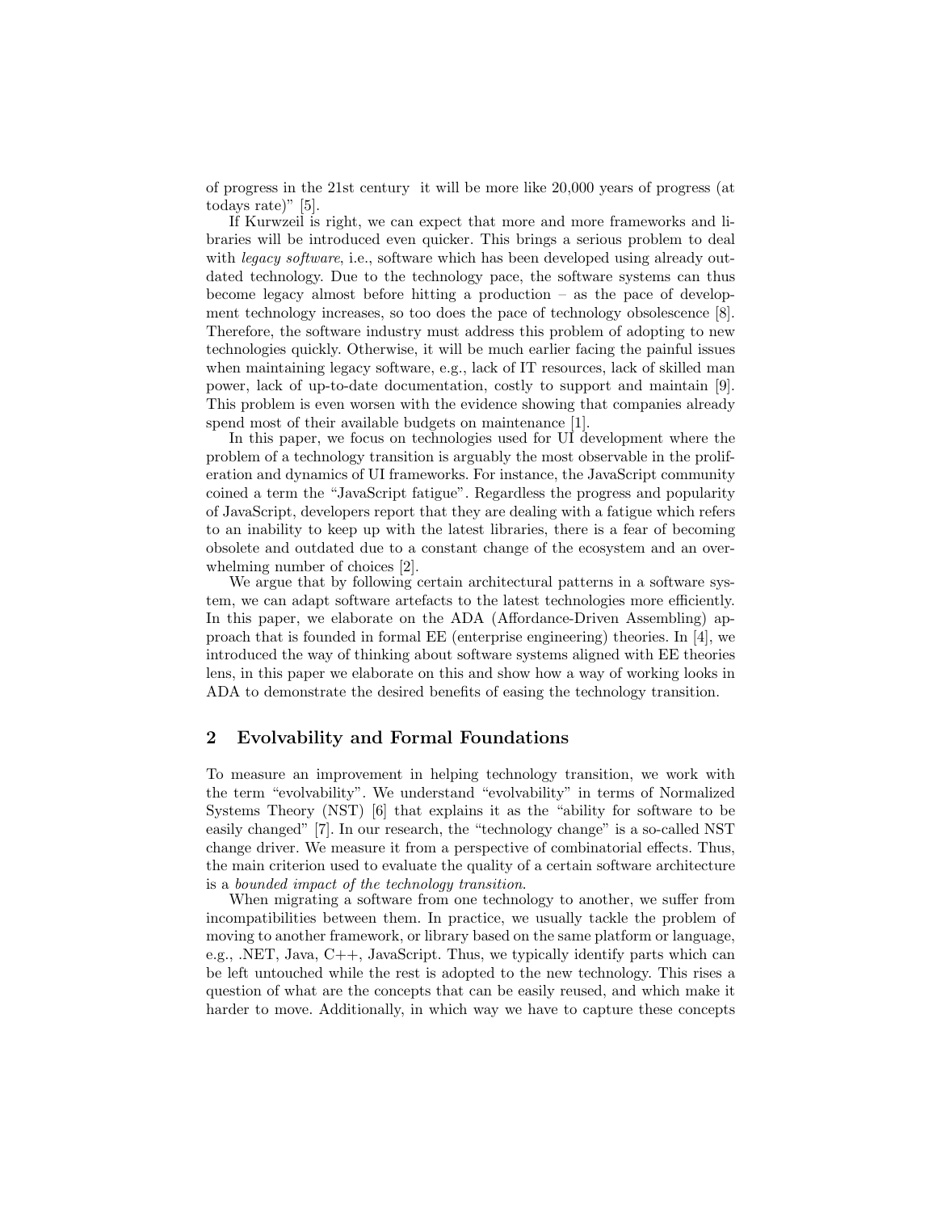of progress in the 21st century it will be more like 20,000 years of progress (at todays rate)" [5].

If Kurwzeil is right, we can expect that more and more frameworks and libraries will be introduced even quicker. This brings a serious problem to deal with *legacy software*, i.e., software which has been developed using already outdated technology. Due to the technology pace, the software systems can thus become legacy almost before hitting a production – as the pace of development technology increases, so too does the pace of technology obsolescence [8]. Therefore, the software industry must address this problem of adopting to new technologies quickly. Otherwise, it will be much earlier facing the painful issues when maintaining legacy software, e.g., lack of IT resources, lack of skilled man power, lack of up-to-date documentation, costly to support and maintain [9]. This problem is even worsen with the evidence showing that companies already spend most of their available budgets on maintenance [1].

In this paper, we focus on technologies used for UI development where the problem of a technology transition is arguably the most observable in the proliferation and dynamics of UI frameworks. For instance, the JavaScript community coined a term the "JavaScript fatigue". Regardless the progress and popularity of JavaScript, developers report that they are dealing with a fatigue which refers to an inability to keep up with the latest libraries, there is a fear of becoming obsolete and outdated due to a constant change of the ecosystem and an overwhelming number of choices [2].

We argue that by following certain architectural patterns in a software system, we can adapt software artefacts to the latest technologies more efficiently. In this paper, we elaborate on the ADA (Affordance-Driven Assembling) approach that is founded in formal EE (enterprise engineering) theories. In [4], we introduced the way of thinking about software systems aligned with EE theories lens, in this paper we elaborate on this and show how a way of working looks in ADA to demonstrate the desired benefits of easing the technology transition.

## 2 Evolvability and Formal Foundations

To measure an improvement in helping technology transition, we work with the term "evolvability". We understand "evolvability" in terms of Normalized Systems Theory (NST) [6] that explains it as the "ability for software to be easily changed" [7]. In our research, the "technology change" is a so-called NST change driver. We measure it from a perspective of combinatorial effects. Thus, the main criterion used to evaluate the quality of a certain software architecture is a *bounded impact of the technology transition*.

When migrating a software from one technology to another, we suffer from incompatibilities between them. In practice, we usually tackle the problem of moving to another framework, or library based on the same platform or language, e.g., .NET, Java, C++, JavaScript. Thus, we typically identify parts which can be left untouched while the rest is adopted to the new technology. This rises a question of what are the concepts that can be easily reused, and which make it harder to move. Additionally, in which way we have to capture these concepts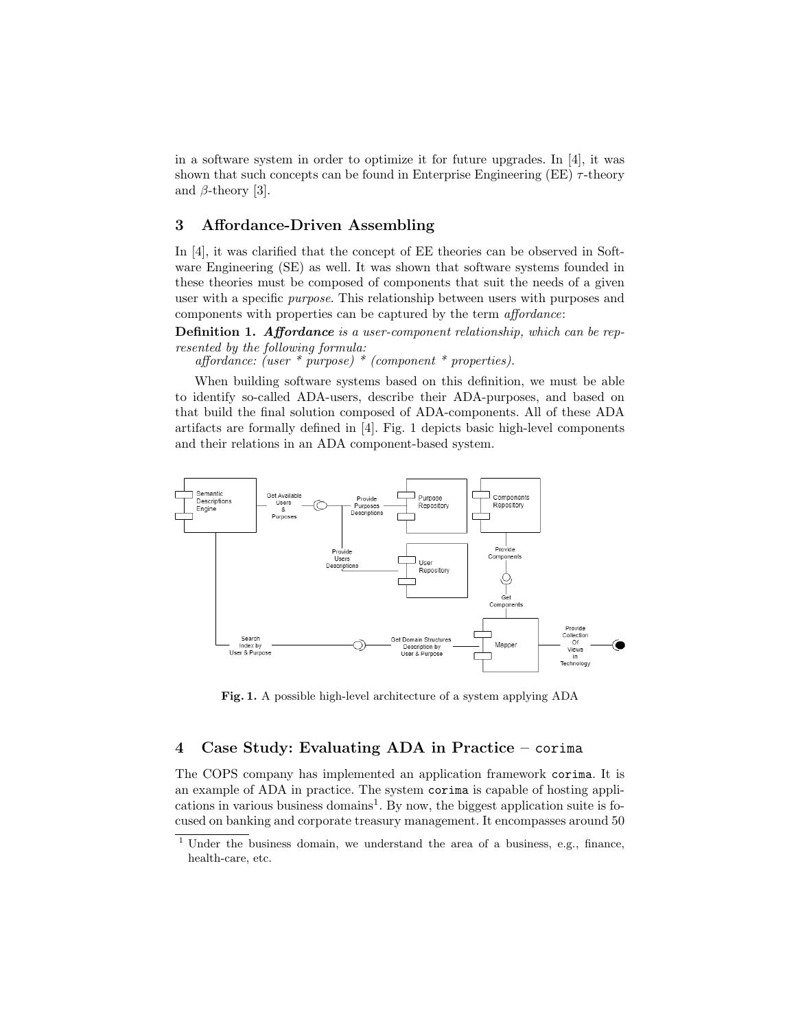in a software system in order to optimize it for future upgrades. In [4], it was shown that such concepts can be found in Enterprise Engineering (EE) $\tau$-theory and $\beta$-theory [3].

## 3 Affordance-Driven Assembling

In [4], it was clarified that the concept of EE theories can be observed in Software Engineering (SE) as well. It was shown that software systems founded in these theories must be composed of components that suit the needs of a given user with a specific *purpose*. This relationship between users with purposes and components with properties can be captured by the term *affordance*:

**Definition 1.** ***Affordance*** *is a user-component relationship, which can be represented by the following formula:*
*affordance: (user * purpose) * (component * properties).*

When building software systems based on this definition, we must be able to identify so-called ADA-users, describe their ADA-purposes, and based on that build the final solution composed of ADA-components. All of these ADA artifacts are formally defined in [4]. Fig. 1 depicts basic high-level components and their relations in an ADA component-based system.

**Fig. 1.** A possible high-level architecture of a system applying ADA

## 4 Case Study: Evaluating ADA in Practice – `corima`

The COPS company has implemented an application framework `corima`. It is an example of ADA in practice. The system `corima` is capable of hosting applications in various business domains[1]. By now, the biggest application suite is focused on banking and corporate treasury management. It encompasses around 50

[1] Under the business domain, we understand the area of a business, e.g., finance, health-care, etc.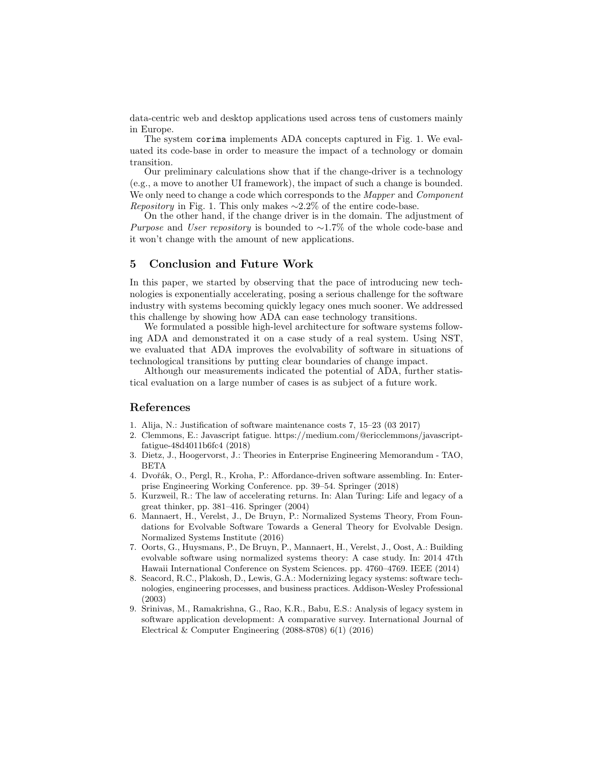data-centric web and desktop applications used across tens of customers mainly in Europe.

The system `corima` implements ADA concepts captured in Fig. 1. We evaluated its code-base in order to measure the impact of a technology or domain transition.

Our preliminary calculations show that if the change-driver is a technology (e.g., a move to another UI framework), the impact of such a change is bounded. We only need to change a code which corresponds to the *Mapper* and *Component Repository* in Fig. 1. This only makes $\sim$2.2% of the entire code-base.

On the other hand, if the change driver is in the domain. The adjustment of *Purpose* and *User repository* is bounded to $\sim$1.7% of the whole code-base and it won't change with the amount of new applications.

## 5 Conclusion and Future Work

In this paper, we started by observing that the pace of introducing new technologies is exponentially accelerating, posing a serious challenge for the software industry with systems becoming quickly legacy ones much sooner. We addressed this challenge by showing how ADA can ease technology transitions.

We formulated a possible high-level architecture for software systems following ADA and demonstrated it on a case study of a real system. Using NST, we evaluated that ADA improves the evolvability of software in situations of technological transitions by putting clear boundaries of change impact.

Although our measurements indicated the potential of ADA, further statistical evaluation on a large number of cases is as subject of a future work.

## References

1. Alija, N.: Justification of software maintenance costs 7, 15–23 (03 2017)
2. Clemmons, E.: Javascript fatigue. https://medium.com/@ericclemmons/javascript-fatigue-48d4011b6fc4 (2018)
3. Dietz, J., Hoogervorst, J.: Theories in Enterprise Engineering Memorandum - TAO, BETA
4. Dvořák, O., Pergl, R., Kroha, P.: Affordance-driven software assembling. In: Enterprise Engineering Working Conference. pp. 39–54. Springer (2018)
5. Kurzweil, R.: The law of accelerating returns. In: Alan Turing: Life and legacy of a great thinker, pp. 381–416. Springer (2004)
6. Mannaert, H., Verelst, J., De Bruyn, P.: Normalized Systems Theory, From Foundations for Evolvable Software Towards a General Theory for Evolvable Design. Normalized Systems Institute (2016)
7. Oorts, G., Huysmans, P., De Bruyn, P., Mannaert, H., Verelst, J., Oost, A.: Building evolvable software using normalized systems theory: A case study. In: 2014 47th Hawaii International Conference on System Sciences. pp. 4760–4769. IEEE (2014)
8. Seacord, R.C., Plakosh, D., Lewis, G.A.: Modernizing legacy systems: software technologies, engineering processes, and business practices. Addison-Wesley Professional (2003)
9. Srinivas, M., Ramakrishna, G., Rao, K.R., Babu, E.S.: Analysis of legacy system in software application development: A comparative survey. International Journal of Electrical & Computer Engineering (2088-8708) 6(1) (2016)